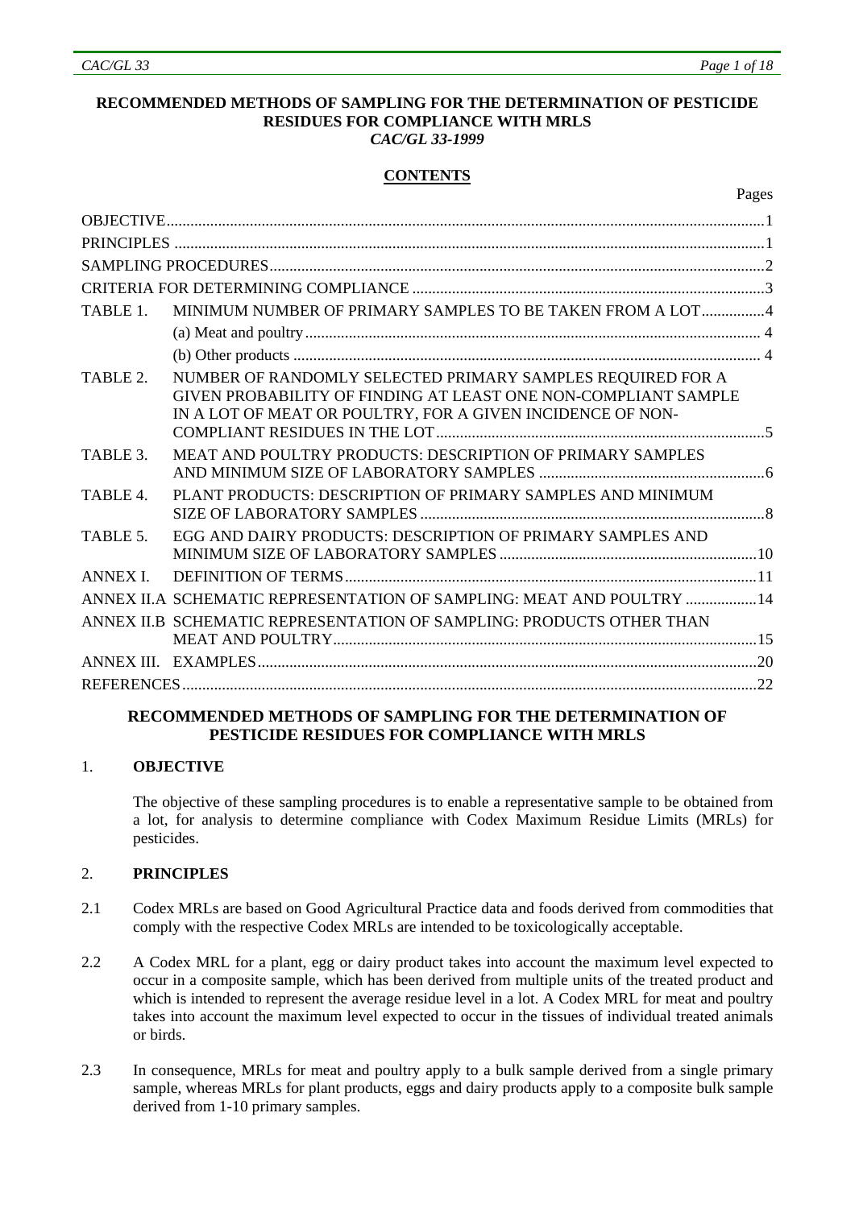# RECOMMENDED METHODS OF SAMPLING FOR THE DETERMINATION OF PESTICIDE RESIDUES FOR COMPLIANCE WITH MRLS

*CAC/GL 33-1999*

## CONTENTS

| | | Pages |
|---|---|---|
| OBJECTIVE | | 1 |
| PRINCIPLES | | 1 |
| SAMPLING PROCEDURES | | 2 |
| CRITERIA FOR DETERMINING COMPLIANCE | | 3 |
| TABLE 1. | MINIMUM NUMBER OF PRIMARY SAMPLES TO BE TAKEN FROM A LOT | 4 |
| | (a) Meat and poultry | 4 |
| | (b) Other products | 4 |
| TABLE 2. | NUMBER OF RANDOMLY SELECTED PRIMARY SAMPLES REQUIRED FOR A GIVEN PROBABILITY OF FINDING AT LEAST ONE NON-COMPLIANT SAMPLE IN A LOT OF MEAT OR POULTRY, FOR A GIVEN INCIDENCE OF NON-COMPLIANT RESIDUES IN THE LOT | 5 |
| TABLE 3. | MEAT AND POULTRY PRODUCTS: DESCRIPTION OF PRIMARY SAMPLES AND MINIMUM SIZE OF LABORATORY SAMPLES | 6 |
| TABLE 4. | PLANT PRODUCTS: DESCRIPTION OF PRIMARY SAMPLES AND MINIMUM SIZE OF LABORATORY SAMPLES | 8 |
| TABLE 5. | EGG AND DAIRY PRODUCTS: DESCRIPTION OF PRIMARY SAMPLES AND MINIMUM SIZE OF LABORATORY SAMPLES | 10 |
| ANNEX I. | DEFINITION OF TERMS | 11 |
| ANNEX II.A | SCHEMATIC REPRESENTATION OF SAMPLING: MEAT AND POULTRY | 14 |
| ANNEX II.B | SCHEMATIC REPRESENTATION OF SAMPLING: PRODUCTS OTHER THAN MEAT AND POULTRY | 15 |
| ANNEX III. | EXAMPLES | 20 |
| REFERENCES | | 22 |

## RECOMMENDED METHODS OF SAMPLING FOR THE DETERMINATION OF PESTICIDE RESIDUES FOR COMPLIANCE WITH MRLS

### 1. OBJECTIVE

The objective of these sampling procedures is to enable a representative sample to be obtained from a lot, for analysis to determine compliance with Codex Maximum Residue Limits (MRLs) for pesticides.

### 2. PRINCIPLES

2.1 Codex MRLs are based on Good Agricultural Practice data and foods derived from commodities that comply with the respective Codex MRLs are intended to be toxicologically acceptable.

2.2 A Codex MRL for a plant, egg or dairy product takes into account the maximum level expected to occur in a composite sample, which has been derived from multiple units of the treated product and which is intended to represent the average residue level in a lot. A Codex MRL for meat and poultry takes into account the maximum level expected to occur in the tissues of individual treated animals or birds.

2.3 In consequence, MRLs for meat and poultry apply to a bulk sample derived from a single primary sample, whereas MRLs for plant products, eggs and dairy products apply to a composite bulk sample derived from 1-10 primary samples.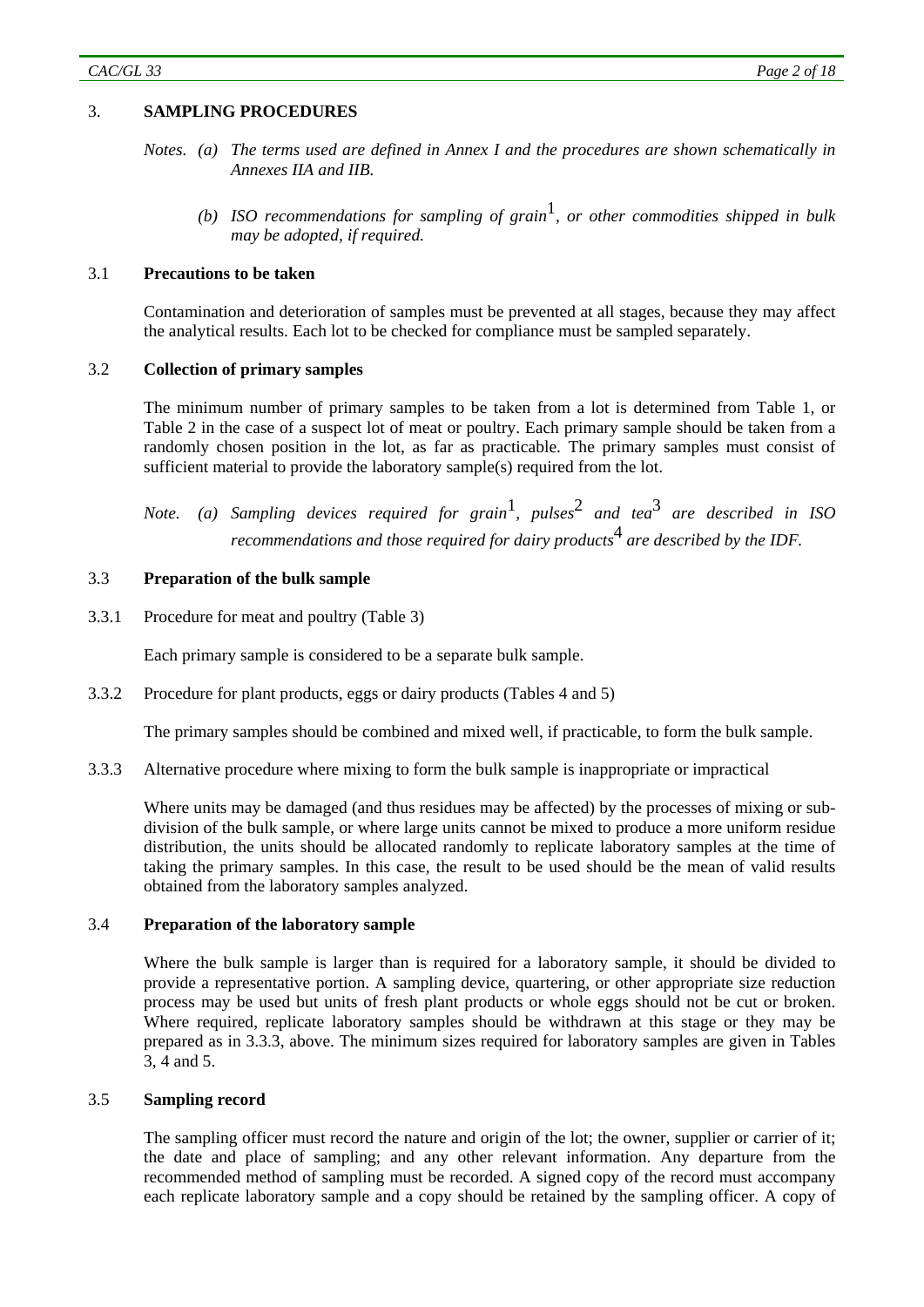## 3. SAMPLING PROCEDURES

*Notes. (a) The terms used are defined in Annex I and the procedures are shown schematically in Annexes IIA and IIB.*

*(b) ISO recommendations for sampling of grain[1], or other commodities shipped in bulk may be adopted, if required.*

### 3.1 Precautions to be taken

Contamination and deterioration of samples must be prevented at all stages, because they may affect the analytical results. Each lot to be checked for compliance must be sampled separately.

### 3.2 Collection of primary samples

The minimum number of primary samples to be taken from a lot is determined from Table 1, or Table 2 in the case of a suspect lot of meat or poultry. Each primary sample should be taken from a randomly chosen position in the lot, as far as practicable. The primary samples must consist of sufficient material to provide the laboratory sample(s) required from the lot.

*Note. (a) Sampling devices required for grain[1], pulses[2] and tea[3] are described in ISO recommendations and those required for dairy products[4] are described by the IDF.*

### 3.3 Preparation of the bulk sample

3.3.1 Procedure for meat and poultry (Table 3)

Each primary sample is considered to be a separate bulk sample.

3.3.2 Procedure for plant products, eggs or dairy products (Tables 4 and 5)

The primary samples should be combined and mixed well, if practicable, to form the bulk sample.

3.3.3 Alternative procedure where mixing to form the bulk sample is inappropriate or impractical

Where units may be damaged (and thus residues may be affected) by the processes of mixing or sub-division of the bulk sample, or where large units cannot be mixed to produce a more uniform residue distribution, the units should be allocated randomly to replicate laboratory samples at the time of taking the primary samples. In this case, the result to be used should be the mean of valid results obtained from the laboratory samples analyzed.

### 3.4 Preparation of the laboratory sample

Where the bulk sample is larger than is required for a laboratory sample, it should be divided to provide a representative portion. A sampling device, quartering, or other appropriate size reduction process may be used but units of fresh plant products or whole eggs should not be cut or broken. Where required, replicate laboratory samples should be withdrawn at this stage or they may be prepared as in 3.3.3, above. The minimum sizes required for laboratory samples are given in Tables 3, 4 and 5.

### 3.5 Sampling record

The sampling officer must record the nature and origin of the lot; the owner, supplier or carrier of it; the date and place of sampling; and any other relevant information. Any departure from the recommended method of sampling must be recorded. A signed copy of the record must accompany each replicate laboratory sample and a copy should be retained by the sampling officer. A copy of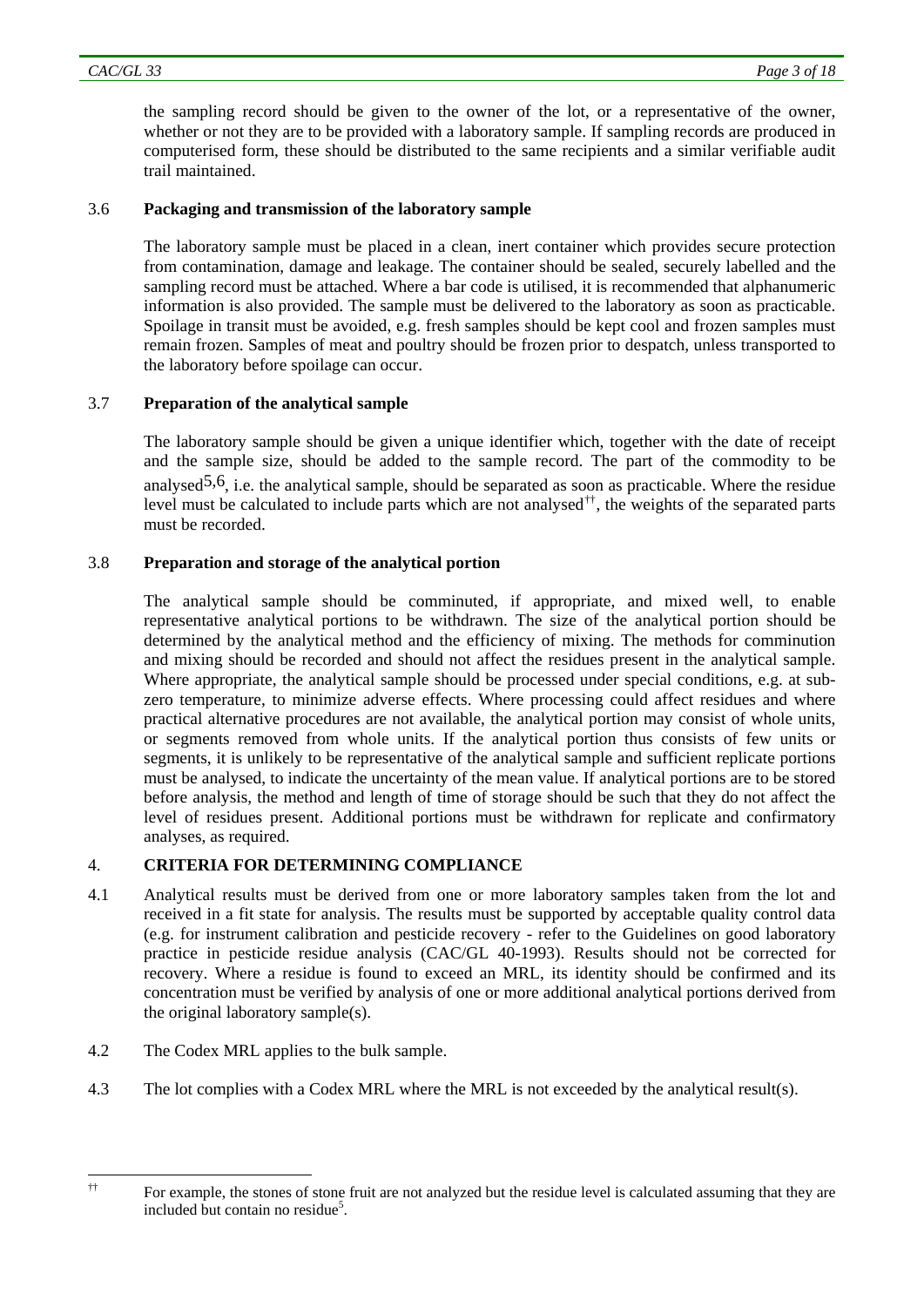the sampling record should be given to the owner of the lot, or a representative of the owner, whether or not they are to be provided with a laboratory sample. If sampling records are produced in computerised form, these should be distributed to the same recipients and a similar verifiable audit trail maintained.

### 3.6 Packaging and transmission of the laboratory sample

The laboratory sample must be placed in a clean, inert container which provides secure protection from contamination, damage and leakage. The container should be sealed, securely labelled and the sampling record must be attached. Where a bar code is utilised, it is recommended that alphanumeric information is also provided. The sample must be delivered to the laboratory as soon as practicable. Spoilage in transit must be avoided, e.g. fresh samples should be kept cool and frozen samples must remain frozen. Samples of meat and poultry should be frozen prior to despatch, unless transported to the laboratory before spoilage can occur.

### 3.7 Preparation of the analytical sample

The laboratory sample should be given a unique identifier which, together with the date of receipt and the sample size, should be added to the sample record. The part of the commodity to be analysed[5,6], i.e. the analytical sample, should be separated as soon as practicable. Where the residue level must be calculated to include parts which are not analysed[††], the weights of the separated parts must be recorded.

### 3.8 Preparation and storage of the analytical portion

The analytical sample should be comminuted, if appropriate, and mixed well, to enable representative analytical portions to be withdrawn. The size of the analytical portion should be determined by the analytical method and the efficiency of mixing. The methods for comminution and mixing should be recorded and should not affect the residues present in the analytical sample. Where appropriate, the analytical sample should be processed under special conditions, e.g. at sub-zero temperature, to minimize adverse effects. Where processing could affect residues and where practical alternative procedures are not available, the analytical portion may consist of whole units, or segments removed from whole units. If the analytical portion thus consists of few units or segments, it is unlikely to be representative of the analytical sample and sufficient replicate portions must be analysed, to indicate the uncertainty of the mean value. If analytical portions are to be stored before analysis, the method and length of time of storage should be such that they do not affect the level of residues present. Additional portions must be withdrawn for replicate and confirmatory analyses, as required.

## 4. CRITERIA FOR DETERMINING COMPLIANCE

4.1 Analytical results must be derived from one or more laboratory samples taken from the lot and received in a fit state for analysis. The results must be supported by acceptable quality control data (e.g. for instrument calibration and pesticide recovery - refer to the Guidelines on good laboratory practice in pesticide residue analysis (CAC/GL 40-1993). Results should not be corrected for recovery. Where a residue is found to exceed an MRL, its identity should be confirmed and its concentration must be verified by analysis of one or more additional analytical portions derived from the original laboratory sample(s).

4.2 The Codex MRL applies to the bulk sample.

4.3 The lot complies with a Codex MRL where the MRL is not exceeded by the analytical result(s).

---

[††] For example, the stones of stone fruit are not analyzed but the residue level is calculated assuming that they are included but contain no residue[5].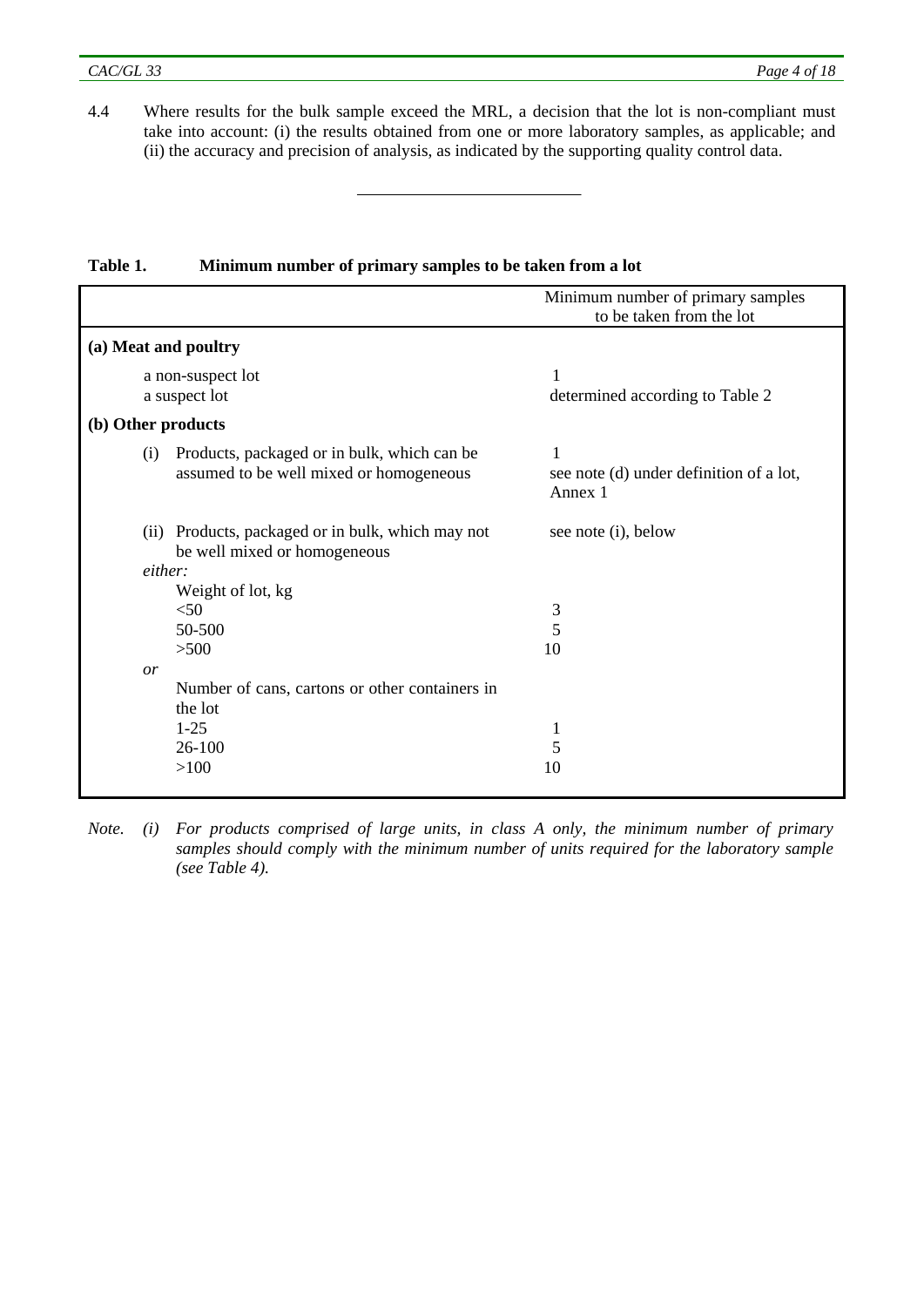4.4 Where results for the bulk sample exceed the MRL, a decision that the lot is non-compliant must take into account: (i) the results obtained from one or more laboratory samples, as applicable; and (ii) the accuracy and precision of analysis, as indicated by the supporting quality control data.

---

**Table 1. Minimum number of primary samples to be taken from a lot**

| | Minimum number of primary samples to be taken from the lot |
|---|---|
| **(a) Meat and poultry** | |
| a non-suspect lot | 1 |
| a suspect lot | determined according to Table 2 |
| **(b) Other products** | |
| (i) Products, packaged or in bulk, which can be assumed to be well mixed or homogeneous | 1<br>see note (d) under definition of a lot, Annex 1 |
| (ii) Products, packaged or in bulk, which may not be well mixed or homogeneous | see note (i), below |
| *either:* | |
| Weight of lot, kg | |
| <50 | 3 |
| 50-500 | 5 |
| >500 | 10 |
| *or* | |
| Number of cans, cartons or other containers in the lot | |
| 1-25 | 1 |
| 26-100 | 5 |
| >100 | 10 |

*Note. (i) For products comprised of large units, in class A only, the minimum number of primary samples should comply with the minimum number of units required for the laboratory sample (see Table 4).*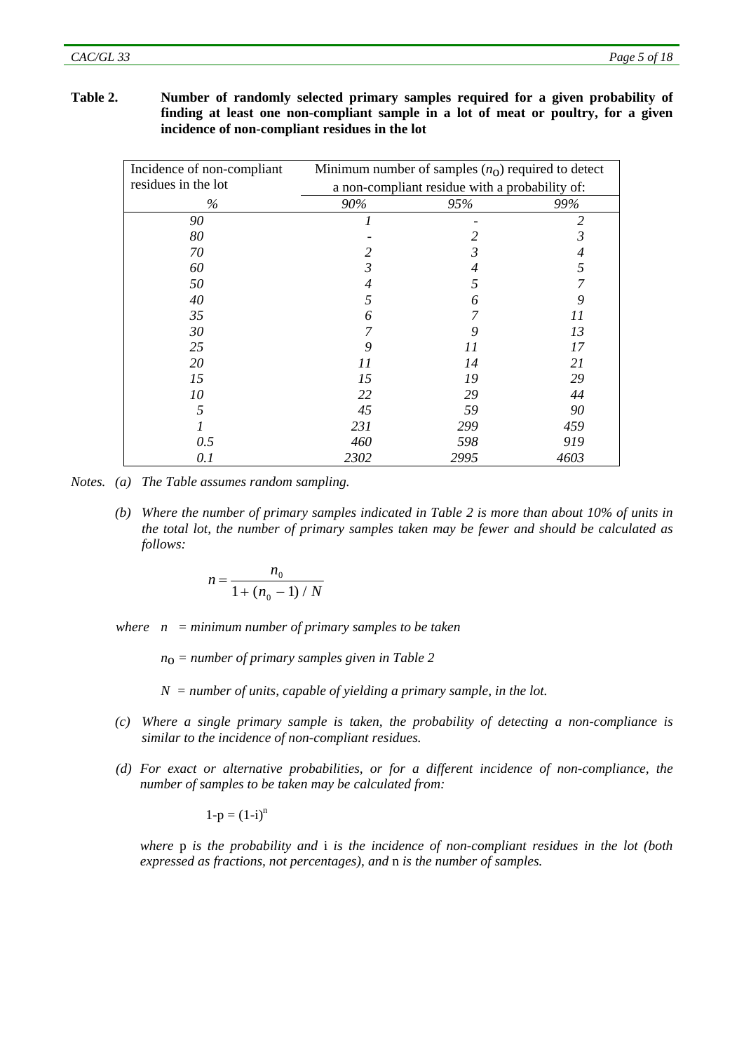**Table 2.** **Number of randomly selected primary samples required for a given probability of finding at least one non-compliant sample in a lot of meat or poultry, for a given incidence of non-compliant residues in the lot**

| Incidence of non-compliant residues in the lot | Minimum number of samples ($n_0$) required to detect a non-compliant residue with a probability of: | | |
|---|---|---|---|
| *%* | *90%* | *95%* | *99%* |
| *90* | *1* | - | *2* |
| *80* | - | *2* | *3* |
| *70* | *2* | *3* | *4* |
| *60* | *3* | *4* | *5* |
| *50* | *4* | *5* | *7* |
| *40* | *5* | *6* | *9* |
| *35* | *6* | *7* | *11* |
| *30* | *7* | *9* | *13* |
| *25* | *9* | *11* | *17* |
| *20* | *11* | *14* | *21* |
| *15* | *15* | *19* | *29* |
| *10* | *22* | *29* | *44* |
| *5* | *45* | *59* | *90* |
| *1* | *231* | *299* | *459* |
| *0.5* | *460* | *598* | *919* |
| *0.1* | *2302* | *2995* | *4603* |

*Notes.* (a) *The Table assumes random sampling.*

(b) *Where the number of primary samples indicated in Table 2 is more than about 10% of units in the total lot, the number of primary samples taken may be fewer and should be calculated as follows:*

$$n = \frac{n_0}{1 + (n_0 - 1) / N}$$

*where* $n$ *= minimum number of primary samples to be taken*

$n_0$ *= number of primary samples given in Table 2*

$N$ *= number of units, capable of yielding a primary sample, in the lot.*

(c) *Where a single primary sample is taken, the probability of detecting a non-compliance is similar to the incidence of non-compliant residues.*

(d) *For exact or alternative probabilities, or for a different incidence of non-compliance, the number of samples to be taken may be calculated from:*

$$1 - p = (1 - i)^n$$

*where* p *is the probability and* i *is the incidence of non-compliant residues in the lot (both expressed as fractions, not percentages), and* n *is the number of samples.*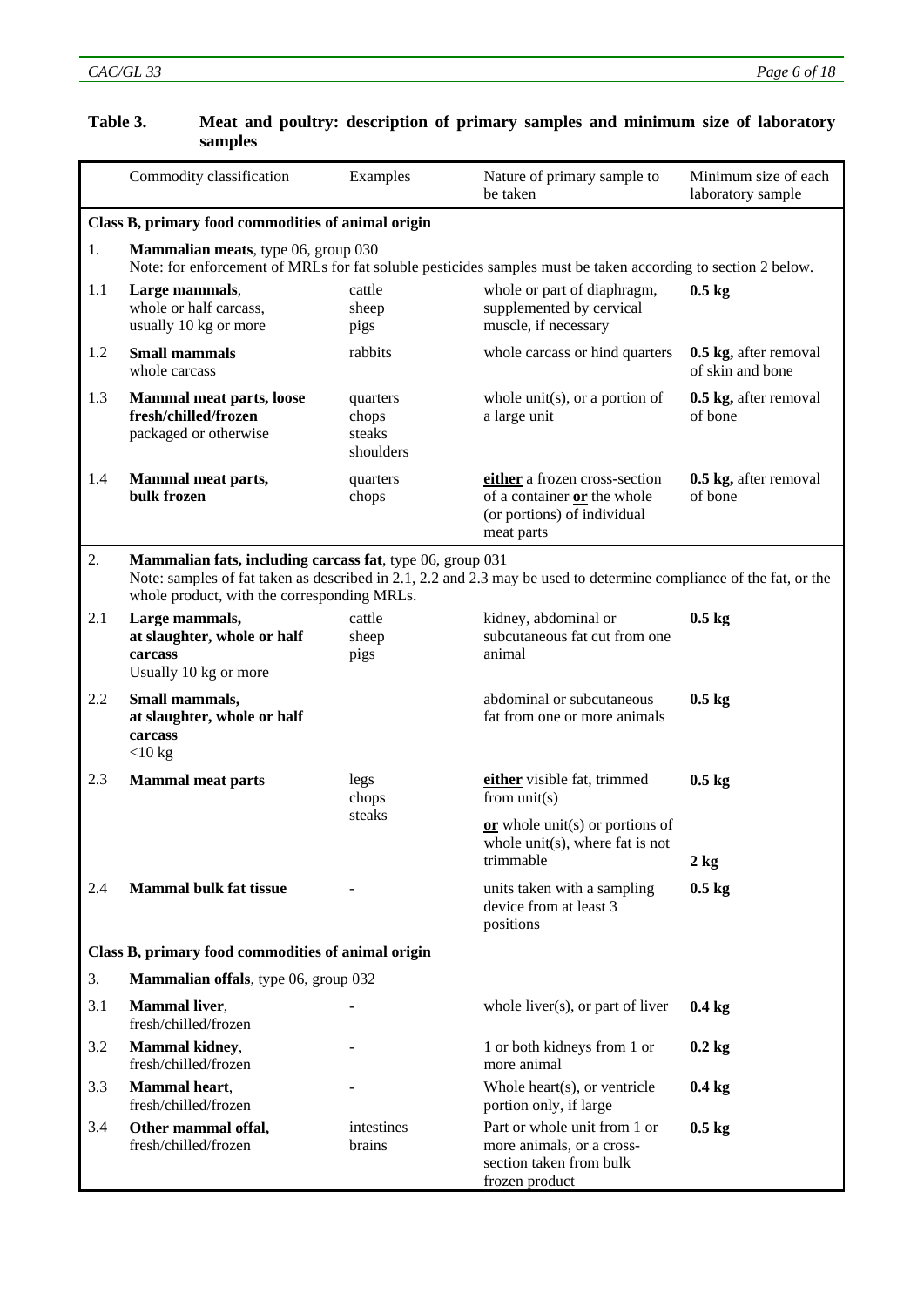## Table 3. Meat and poultry: description of primary samples and minimum size of laboratory samples

| | Commodity classification | Examples | Nature of primary sample to be taken | Minimum size of each laboratory sample |
|---|---|---|---|---|
| **Class B, primary food commodities of animal origin** | | | | |
| 1. | **Mammalian meats**, type 06, group 030<br>Note: for enforcement of MRLs for fat soluble pesticides samples must be taken according to section 2 below. | | | |
| 1.1 | **Large mammals**,<br>whole or half carcass,<br>usually 10 kg or more | cattle<br>sheep<br>pigs | whole or part of diaphragm, supplemented by cervical muscle, if necessary | **0.5 kg** |
| 1.2 | **Small mammals**<br>whole carcass | rabbits | whole carcass or hind quarters | **0.5 kg,** after removal of skin and bone |
| 1.3 | **Mammal meat parts, loose fresh/chilled/frozen**<br>packaged or otherwise | quarters<br>chops<br>steaks<br>shoulders | whole unit(s), or a portion of a large unit | **0.5 kg,** after removal of bone |
| 1.4 | **Mammal meat parts, bulk frozen** | quarters<br>chops | **either** a frozen cross-section of a container **or** the whole (or portions) of individual meat parts | **0.5 kg,** after removal of bone |
| 2. | **Mammalian fats, including carcass fat**, type 06, group 031<br>Note: samples of fat taken as described in 2.1, 2.2 and 2.3 may be used to determine compliance of the fat, or the whole product, with the corresponding MRLs. | | | |
| 2.1 | **Large mammals, at slaughter, whole or half carcass**<br>Usually 10 kg or more | cattle<br>sheep<br>pigs | kidney, abdominal or subcutaneous fat cut from one animal | **0.5 kg** |
| 2.2 | **Small mammals, at slaughter, whole or half carcass**<br><10 kg | | abdominal or subcutaneous fat from one or more animals | **0.5 kg** |
| 2.3 | **Mammal meat parts** | legs<br>chops<br>steaks | **either** visible fat, trimmed from unit(s)<br>**or** whole unit(s) or portions of whole unit(s), where fat is not trimmable | **0.5 kg**<br><br>**2 kg** |
| 2.4 | **Mammal bulk fat tissue** | - | units taken with a sampling device from at least 3 positions | **0.5 kg** |
| **Class B, primary food commodities of animal origin** | | | | |
| 3. | **Mammalian offals**, type 06, group 032 | | | |
| 3.1 | **Mammal liver**,<br>fresh/chilled/frozen | - | whole liver(s), or part of liver | **0.4 kg** |
| 3.2 | **Mammal kidney**,<br>fresh/chilled/frozen | - | 1 or both kidneys from 1 or more animal | **0.2 kg** |
| 3.3 | **Mammal heart**,<br>fresh/chilled/frozen | - | Whole heart(s), or ventricle portion only, if large | **0.4 kg** |
| 3.4 | **Other mammal offal,**<br>fresh/chilled/frozen | intestines<br>brains | Part or whole unit from 1 or more animals, or a cross-section taken from bulk frozen product | **0.5 kg** |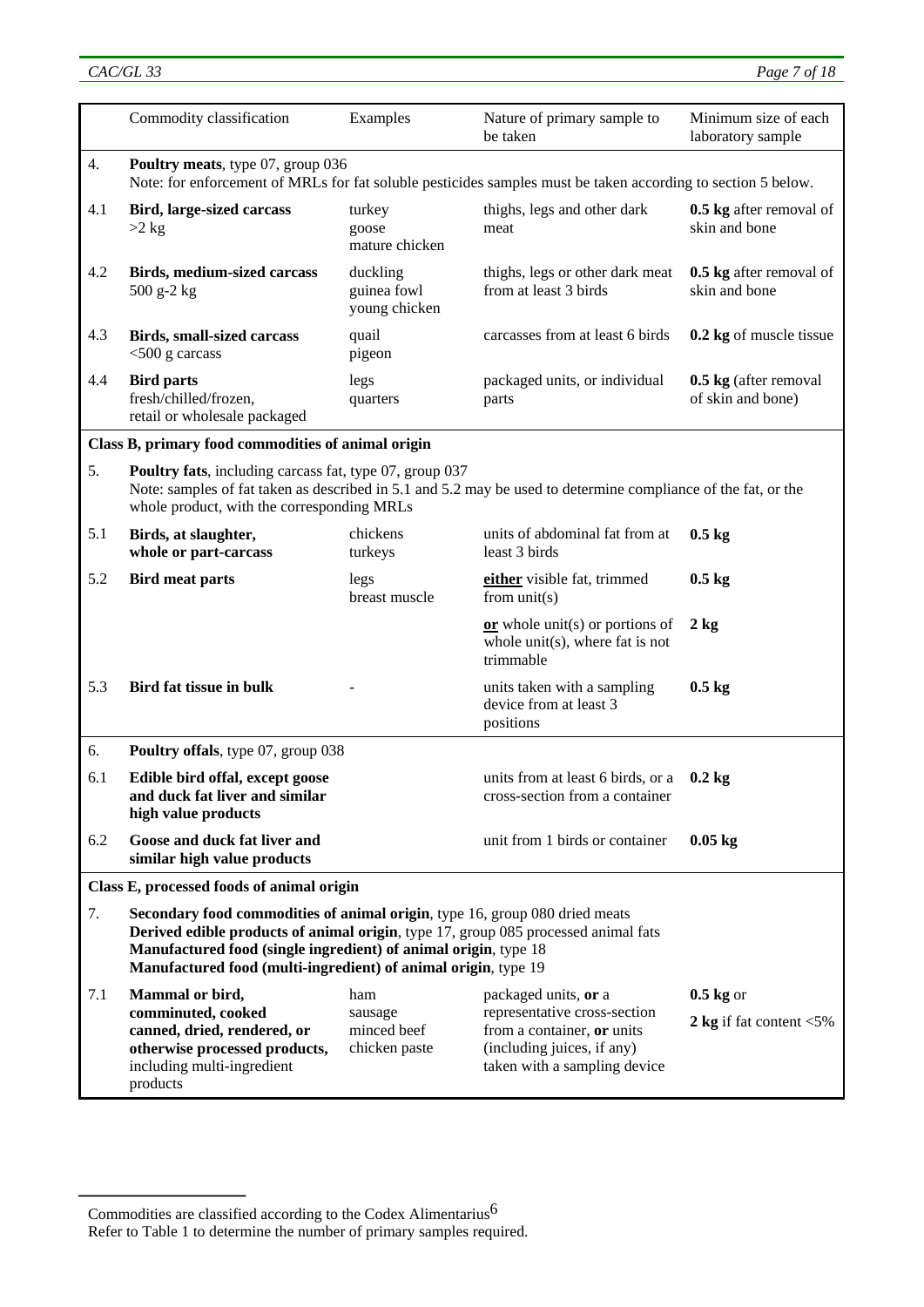| | Commodity classification | Examples | Nature of primary sample to be taken | Minimum size of each laboratory sample |
|---|---|---|---|---|
| 4. | **Poultry meats**, type 07, group 036<br>Note: for enforcement of MRLs for fat soluble pesticides samples must be taken according to section 5 below. | | | |
| 4.1 | **Bird, large-sized carcass** >2 kg | turkey<br>goose<br>mature chicken | thighs, legs and other dark meat | **0.5 kg** after removal of skin and bone |
| 4.2 | **Birds, medium-sized carcass** 500 g-2 kg | duckling<br>guinea fowl<br>young chicken | thighs, legs or other dark meat from at least 3 birds | **0.5 kg** after removal of skin and bone |
| 4.3 | **Birds, small-sized carcass** <500 g carcass | quail<br>pigeon | carcasses from at least 6 birds | **0.2 kg** of muscle tissue |
| 4.4 | **Bird parts** fresh/chilled/frozen, retail or wholesale packaged | legs<br>quarters | packaged units, or individual parts | **0.5 kg** (after removal of skin and bone) |
| **Class B, primary food commodities of animal origin** | | | | |
| 5. | **Poultry fats**, including carcass fat, type 07, group 037<br>Note: samples of fat taken as described in 5.1 and 5.2 may be used to determine compliance of the fat, or the whole product, with the corresponding MRLs | | | |
| 5.1 | **Birds, at slaughter, whole or part-carcass** | chickens<br>turkeys | units of abdominal fat from at least 3 birds | **0.5 kg** |
| 5.2 | **Bird meat parts** | legs<br>breast muscle | **either** visible fat, trimmed from unit(s) | **0.5 kg** |
| | | | **or** whole unit(s) or portions of whole unit(s), where fat is not trimmable | **2 kg** |
| 5.3 | **Bird fat tissue in bulk** | - | units taken with a sampling device from at least 3 positions | **0.5 kg** |
| 6. | **Poultry offals**, type 07, group 038 | | | |
| 6.1 | **Edible bird offal, except goose and duck fat liver and similar high value products** | | units from at least 6 birds, or a cross-section from a container | **0.2 kg** |
| 6.2 | **Goose and duck fat liver and similar high value products** | | unit from 1 birds or container | **0.05 kg** |
| **Class E, processed foods of animal origin** | | | | |
| 7. | **Secondary food commodities of animal origin**, type 16, group 080 dried meats<br>**Derived edible products of animal origin**, type 17, group 085 processed animal fats<br>**Manufactured food (single ingredient) of animal origin**, type 18<br>**Manufactured food (multi-ingredient) of animal origin**, type 19 | | | |
| 7.1 | **Mammal or bird, comminuted, cooked canned, dried, rendered, or otherwise processed products,** including multi-ingredient products | ham<br>sausage<br>minced beef<br>chicken paste | packaged units, **or** a representative cross-section from a container, **or** units (including juices, if any) taken with a sampling device | **0.5 kg** or<br>**2 kg** if fat content <5% |

Commodities are classified according to the Codex Alimentarius[6]

Refer to Table 1 to determine the number of primary samples required.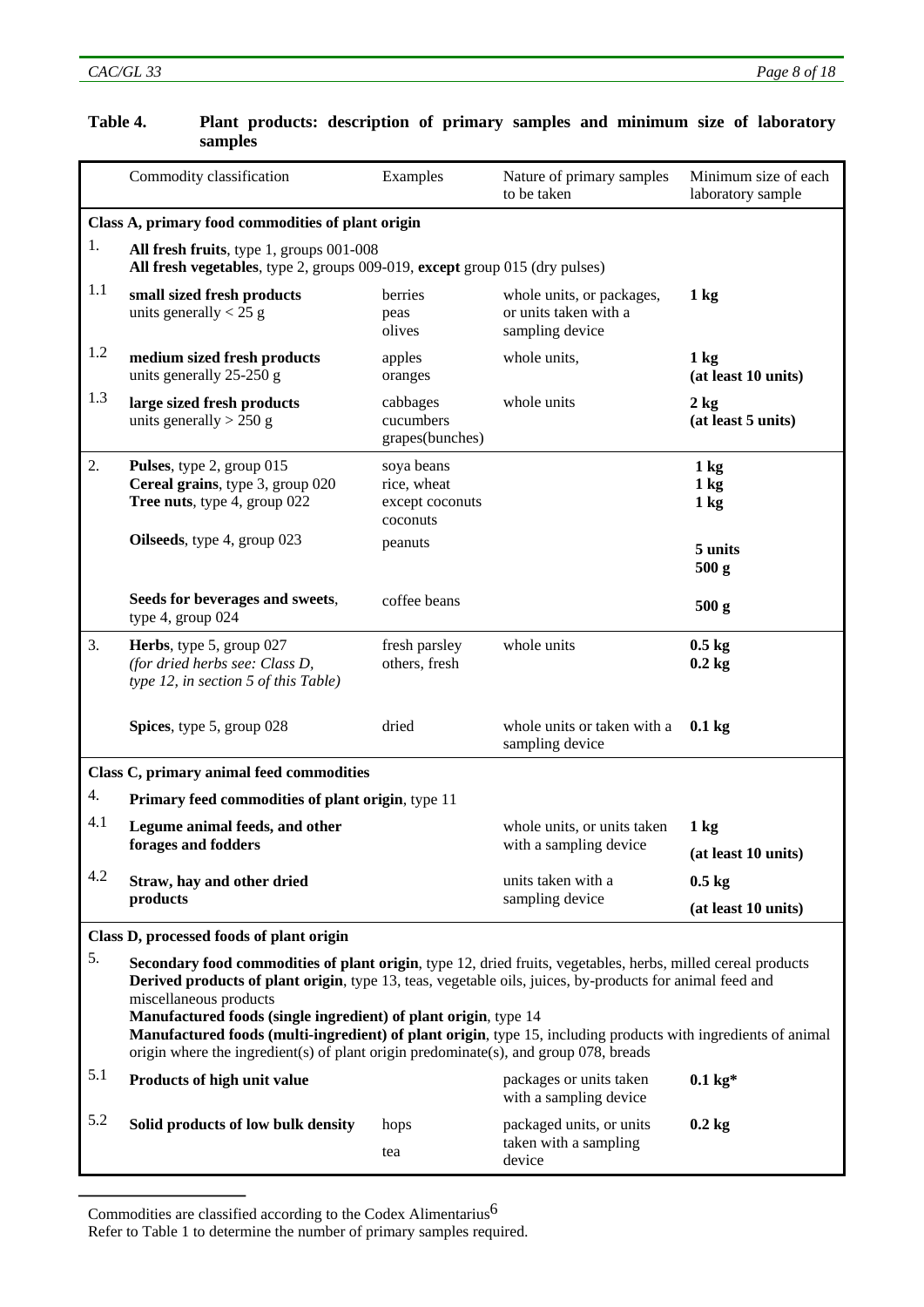**Table 4. Plant products: description of primary samples and minimum size of laboratory samples**

| | Commodity classification | Examples | Nature of primary samples to be taken | Minimum size of each laboratory sample |
|---|---|---|---|---|
| | **Class A, primary food commodities of plant origin** | | | |
| 1. | **All fresh fruits**, type 1, groups 001-008<br>**All fresh vegetables**, type 2, groups 009-019, **except** group 015 (dry pulses) | | | |
| 1.1 | **small sized fresh products**<br>units generally < 25 g | berries<br>peas<br>olives | whole units, or packages, or units taken with a sampling device | **1 kg** |
| 1.2 | **medium sized fresh products**<br>units generally 25-250 g | apples<br>oranges | whole units, | **1 kg**<br>**(at least 10 units)** |
| 1.3 | **large sized fresh products**<br>units generally > 250 g | cabbages<br>cucumbers<br>grapes(bunches) | whole units | **2 kg**<br>**(at least 5 units)** |
| 2. | **Pulses**, type 2, group 015<br>**Cereal grains**, type 3, group 020<br>**Tree nuts**, type 4, group 022 | soya beans<br>rice, wheat<br>except coconuts<br>coconuts | | **1 kg**<br>**1 kg**<br>**1 kg**<br>**5 units** |
| | **Oilseeds**, type 4, group 023 | peanuts | | **500 g** |
| | **Seeds for beverages and sweets**, type 4, group 024 | coffee beans | | **500 g** |
| 3. | **Herbs**, type 5, group 027<br>*(for dried herbs see: Class D, type 12, in section 5 of this Table)* | fresh parsley<br>others, fresh | whole units | **0.5 kg**<br>**0.2 kg** |
| | **Spices**, type 5, group 028 | dried | whole units or taken with a sampling device | **0.1 kg** |
| | **Class C, primary animal feed commodities** | | | |
| 4. | **Primary feed commodities of plant origin**, type 11 | | | |
| 4.1 | **Legume animal feeds, and other forages and fodders** | | whole units, or units taken with a sampling device | **1 kg**<br>**(at least 10 units)** |
| 4.2 | **Straw, hay and other dried products** | | units taken with a sampling device | **0.5 kg**<br>**(at least 10 units)** |
| | **Class D, processed foods of plant origin** | | | |
| 5. | **Secondary food commodities of plant origin**, type 12, dried fruits, vegetables, herbs, milled cereal products<br>**Derived products of plant origin**, type 13, teas, vegetable oils, juices, by-products for animal feed and miscellaneous products<br>**Manufactured foods (single ingredient) of plant origin**, type 14<br>**Manufactured foods (multi-ingredient) of plant origin**, type 15, including products with ingredients of animal origin where the ingredient(s) of plant origin predominate(s), and group 078, breads | | | |
| 5.1 | **Products of high unit value** | | packages or units taken with a sampling device | **0.1 kg*** |
| 5.2 | **Solid products of low bulk density** | hops<br>tea | packaged units, or units taken with a sampling device | **0.2 kg** |

Commodities are classified according to the Codex Alimentarius[6]

Refer to Table 1 to determine the number of primary samples required.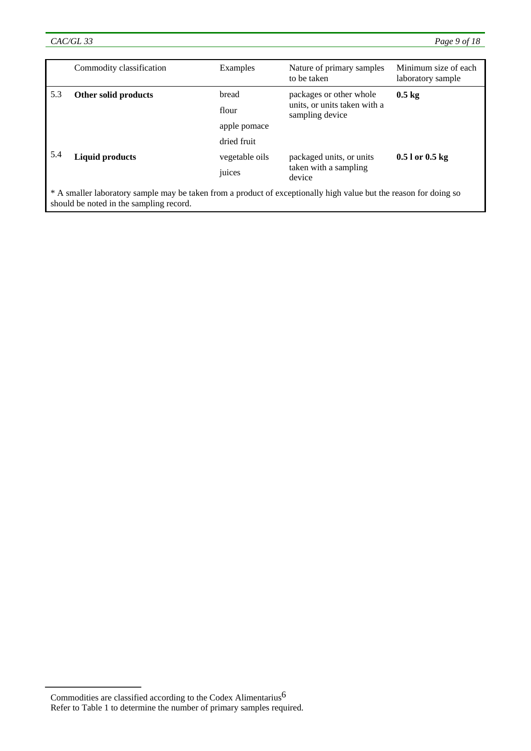| | Commodity classification | Examples | Nature of primary samples to be taken | Minimum size of each laboratory sample |
|---|---|---|---|---|
| 5.3 | **Other solid products** | bread<br>flour<br>apple pomace<br>dried fruit | packages or other whole units, or units taken with a sampling device | **0.5 kg** |
| 5.4 | **Liquid products** | vegetable oils<br>juices | packaged units, or units taken with a sampling device | **0.5 l or 0.5 kg** |

* A smaller laboratory sample may be taken from a product of exceptionally high value but the reason for doing so should be noted in the sampling record.

---

Commodities are classified according to the Codex Alimentarius[6]

Refer to Table 1 to determine the number of primary samples required.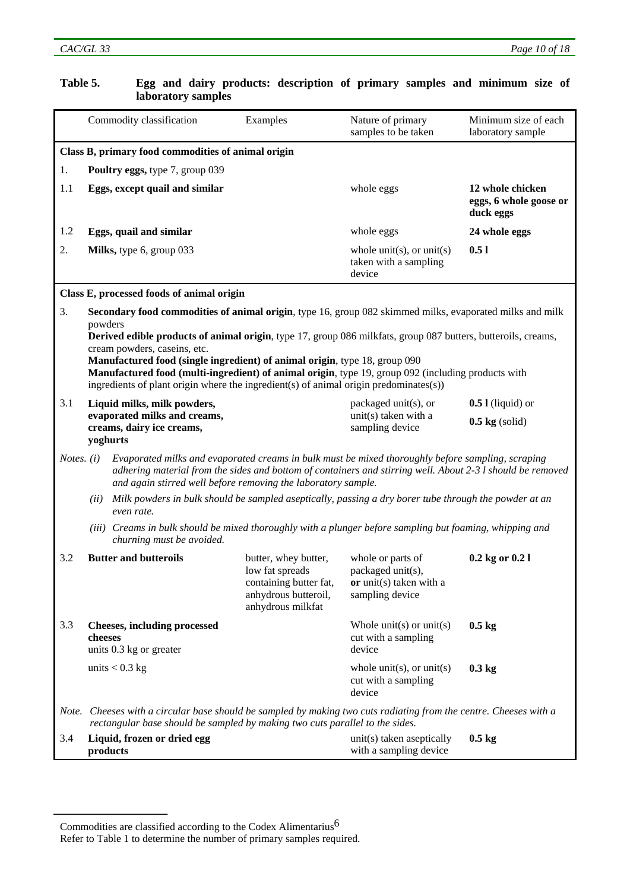### Table 5. Egg and dairy products: description of primary samples and minimum size of laboratory samples

| | Commodity classification | Examples | Nature of primary samples to be taken | Minimum size of each laboratory sample |
|---|---|---|---|---|
| **Class B, primary food commodities of animal origin** | | | | |
| 1. | **Poultry eggs,** type 7, group 039 | | | |
| 1.1 | **Eggs, except quail and similar** | | whole eggs | **12 whole chicken eggs, 6 whole goose or duck eggs** |
| 1.2 | **Eggs, quail and similar** | | whole eggs | **24 whole eggs** |
| 2. | **Milks,** type 6, group 033 | | whole unit(s), or unit(s) taken with a sampling device | **0.5 l** |
| **Class E, processed foods of animal origin** | | | | |
| 3. | **Secondary food commodities of animal origin**, type 16, group 082 skimmed milks, evaporated milks and milk powders<br>**Derived edible products of animal origin**, type 17, group 086 milkfats, group 087 butters, butteroils, creams, cream powders, caseins, etc.<br>**Manufactured food (single ingredient) of animal origin**, type 18, group 090<br>**Manufactured food (multi-ingredient) of animal origin**, type 19, group 092 (including products with ingredients of plant origin where the ingredient(s) of animal origin predominates(s)) | | | |
| 3.1 | **Liquid milks, milk powders, evaporated milks and creams, creams, dairy ice creams, yoghurts** | | packaged unit(s), or unit(s) taken with a sampling device | **0.5 l** (liquid) or **0.5 kg** (solid) |
| *Notes. (i)* | *Evaporated milks and evaporated creams in bulk must be mixed thoroughly before sampling, scraping adhering material from the sides and bottom of containers and stirring well. About 2-3 l should be removed and again stirred well before removing the laboratory sample.* | | | |
| *(ii)* | *Milk powders in bulk should be sampled aseptically, passing a dry borer tube through the powder at an even rate.* | | | |
| *(iii)* | *Creams in bulk should be mixed thoroughly with a plunger before sampling but foaming, whipping and churning must be avoided.* | | | |
| 3.2 | **Butter and butteroils** | butter, whey butter, low fat spreads containing butter fat, anhydrous butteroil, anhydrous milkfat | whole or parts of packaged unit(s), **or** unit(s) taken with a sampling device | **0.2 kg or 0.2 l** |
| 3.3 | **Cheeses, including processed cheeses**<br>units 0.3 kg or greater | | Whole unit(s) or unit(s) cut with a sampling device | **0.5 kg** |
| | units < 0.3 kg | | whole unit(s), or unit(s) cut with a sampling device | **0.3 kg** |
| *Note.* | *Cheeses with a circular base should be sampled by making two cuts radiating from the centre. Cheeses with a rectangular base should be sampled by making two cuts parallel to the sides.* | | | |
| 3.4 | **Liquid, frozen or dried egg products** | | unit(s) taken aseptically with a sampling device | **0.5 kg** |

Commodities are classified according to the Codex Alimentarius[6]

Refer to Table 1 to determine the number of primary samples required.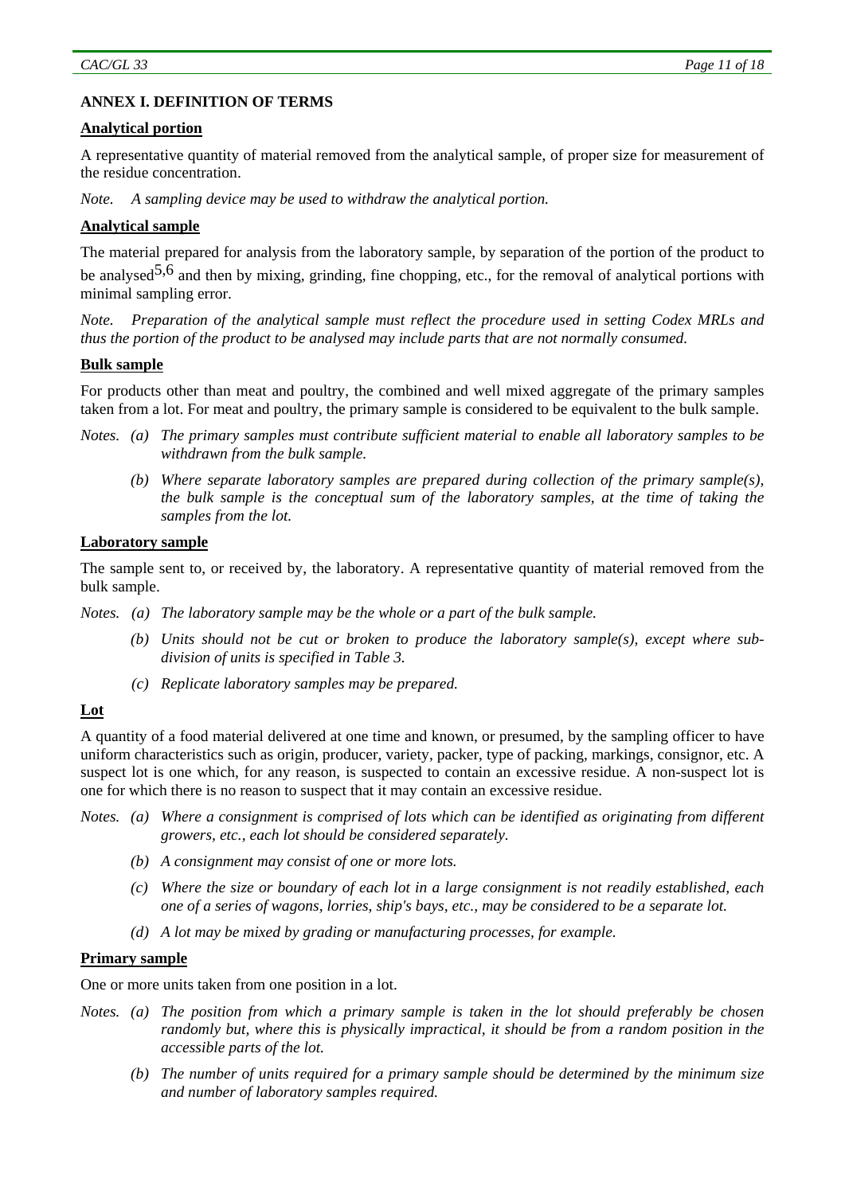## ANNEX I. DEFINITION OF TERMS

### Analytical portion

A representative quantity of material removed from the analytical sample, of proper size for measurement of the residue concentration.

*Note. A sampling device may be used to withdraw the analytical portion.*

### Analytical sample

The material prepared for analysis from the laboratory sample, by separation of the portion of the product to be analysed[5,6] and then by mixing, grinding, fine chopping, etc., for the removal of analytical portions with minimal sampling error.

*Note. Preparation of the analytical sample must reflect the procedure used in setting Codex MRLs and thus the portion of the product to be analysed may include parts that are not normally consumed.*

### Bulk sample

For products other than meat and poultry, the combined and well mixed aggregate of the primary samples taken from a lot. For meat and poultry, the primary sample is considered to be equivalent to the bulk sample.

*Notes.*
- *(a) The primary samples must contribute sufficient material to enable all laboratory samples to be withdrawn from the bulk sample.*
- *(b) Where separate laboratory samples are prepared during collection of the primary sample(s), the bulk sample is the conceptual sum of the laboratory samples, at the time of taking the samples from the lot.*

### Laboratory sample

The sample sent to, or received by, the laboratory. A representative quantity of material removed from the bulk sample.

*Notes.*
- *(a) The laboratory sample may be the whole or a part of the bulk sample.*
- *(b) Units should not be cut or broken to produce the laboratory sample(s), except where sub-division of units is specified in Table 3.*
- *(c) Replicate laboratory samples may be prepared.*

### Lot

A quantity of a food material delivered at one time and known, or presumed, by the sampling officer to have uniform characteristics such as origin, producer, variety, packer, type of packing, markings, consignor, etc. A suspect lot is one which, for any reason, is suspected to contain an excessive residue. A non-suspect lot is one for which there is no reason to suspect that it may contain an excessive residue.

*Notes.*
- *(a) Where a consignment is comprised of lots which can be identified as originating from different growers, etc., each lot should be considered separately.*
- *(b) A consignment may consist of one or more lots.*
- *(c) Where the size or boundary of each lot in a large consignment is not readily established, each one of a series of wagons, lorries, ship's bays, etc., may be considered to be a separate lot.*
- *(d) A lot may be mixed by grading or manufacturing processes, for example.*

### Primary sample

One or more units taken from one position in a lot.

*Notes.*
- *(a) The position from which a primary sample is taken in the lot should preferably be chosen randomly but, where this is physically impractical, it should be from a random position in the accessible parts of the lot.*
- *(b) The number of units required for a primary sample should be determined by the minimum size and number of laboratory samples required.*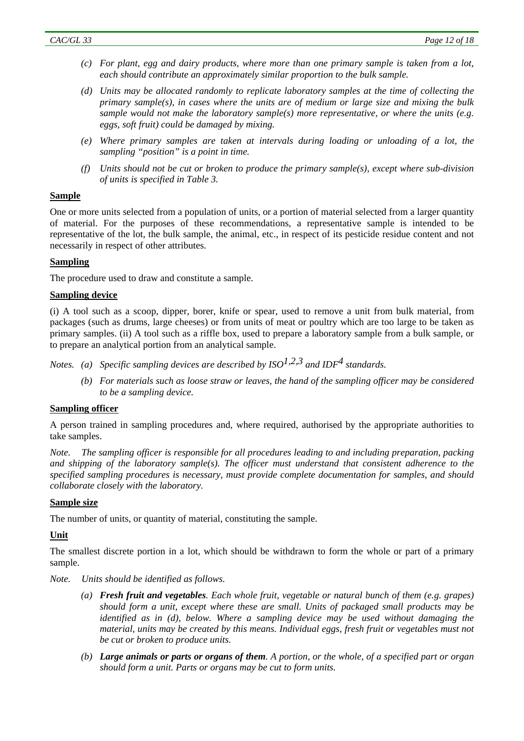*(c) For plant, egg and dairy products, where more than one primary sample is taken from a lot, each should contribute an approximately similar proportion to the bulk sample.*

*(d) Units may be allocated randomly to replicate laboratory samples at the time of collecting the primary sample(s), in cases where the units are of medium or large size and mixing the bulk sample would not make the laboratory sample(s) more representative, or where the units (e.g. eggs, soft fruit) could be damaged by mixing.*

*(e) Where primary samples are taken at intervals during loading or unloading of a lot, the sampling "position" is a point in time.*

*(f) Units should not be cut or broken to produce the primary sample(s), except where sub-division of units is specified in Table 3.*

**Sample**

One or more units selected from a population of units, or a portion of material selected from a larger quantity of material. For the purposes of these recommendations, a representative sample is intended to be representative of the lot, the bulk sample, the animal, etc., in respect of its pesticide residue content and not necessarily in respect of other attributes.

**Sampling**

The procedure used to draw and constitute a sample.

**Sampling device**

(i) A tool such as a scoop, dipper, borer, knife or spear, used to remove a unit from bulk material, from packages (such as drums, large cheeses) or from units of meat or poultry which are too large to be taken as primary samples. (ii) A tool such as a riffle box, used to prepare a laboratory sample from a bulk sample, or to prepare an analytical portion from an analytical sample.

*Notes. (a) Specific sampling devices are described by ISO[1,2,3] and IDF[4] standards.*

*(b) For materials such as loose straw or leaves, the hand of the sampling officer may be considered to be a sampling device.*

**Sampling officer**

A person trained in sampling procedures and, where required, authorised by the appropriate authorities to take samples.

*Note. The sampling officer is responsible for all procedures leading to and including preparation, packing and shipping of the laboratory sample(s). The officer must understand that consistent adherence to the specified sampling procedures is necessary, must provide complete documentation for samples, and should collaborate closely with the laboratory.*

**Sample size**

The number of units, or quantity of material, constituting the sample.

**Unit**

The smallest discrete portion in a lot, which should be withdrawn to form the whole or part of a primary sample.

*Note. Units should be identified as follows.*

*(a) **Fresh fruit and vegetables**. Each whole fruit, vegetable or natural bunch of them (e.g. grapes) should form a unit, except where these are small. Units of packaged small products may be identified as in (d), below. Where a sampling device may be used without damaging the material, units may be created by this means. Individual eggs, fresh fruit or vegetables must not be cut or broken to produce units.*

*(b) **Large animals or parts or organs of them**. A portion, or the whole, of a specified part or organ should form a unit. Parts or organs may be cut to form units.*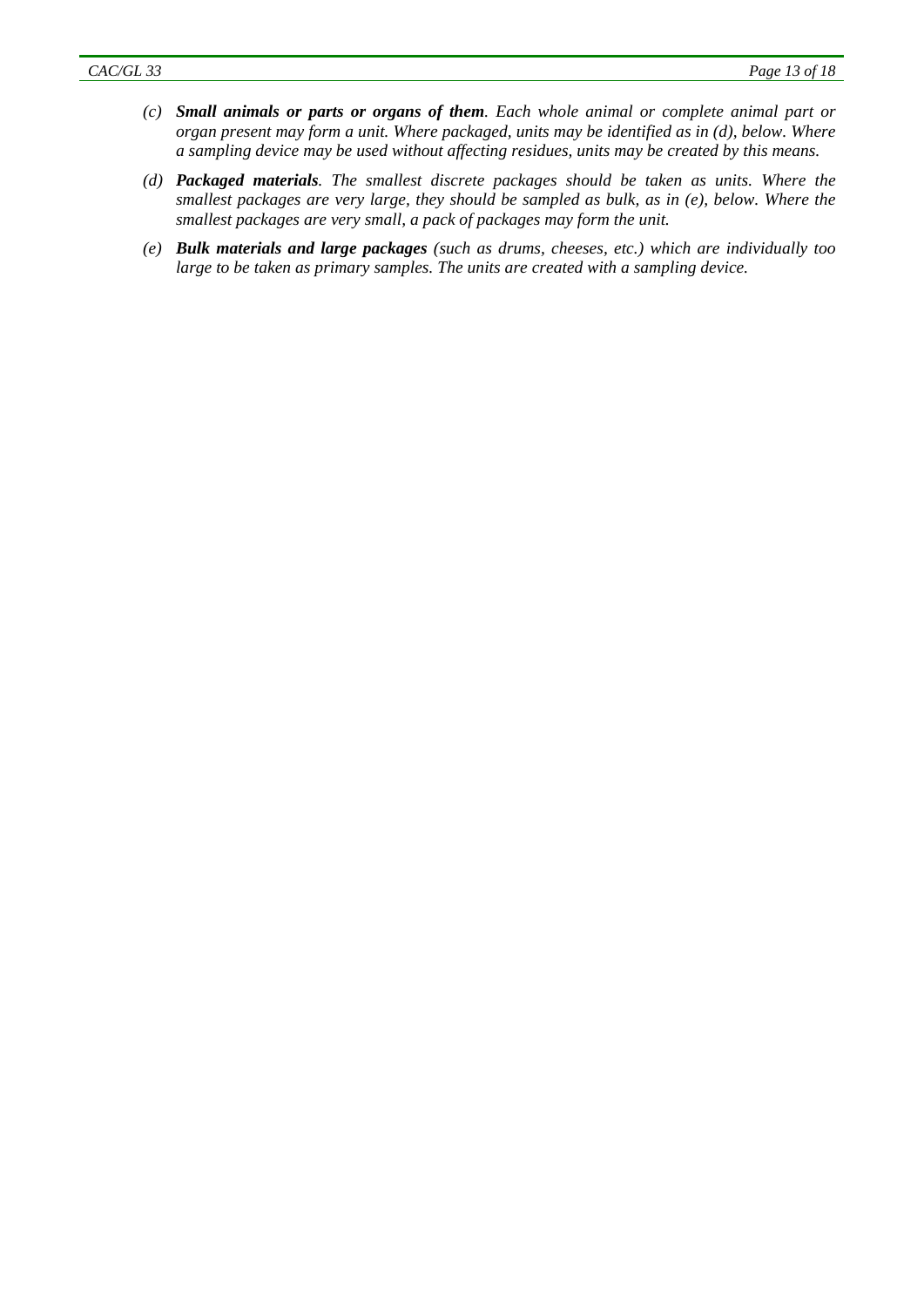*(c)* ***Small animals or parts or organs of them****. Each whole animal or complete animal part or organ present may form a unit. Where packaged, units may be identified as in (d), below. Where a sampling device may be used without affecting residues, units may be created by this means.*

*(d)* ***Packaged materials****. The smallest discrete packages should be taken as units. Where the smallest packages are very large, they should be sampled as bulk, as in (e), below. Where the smallest packages are very small, a pack of packages may form the unit.*

*(e)* ***Bulk materials and large packages*** *(such as drums, cheeses, etc.) which are individually too large to be taken as primary samples. The units are created with a sampling device.*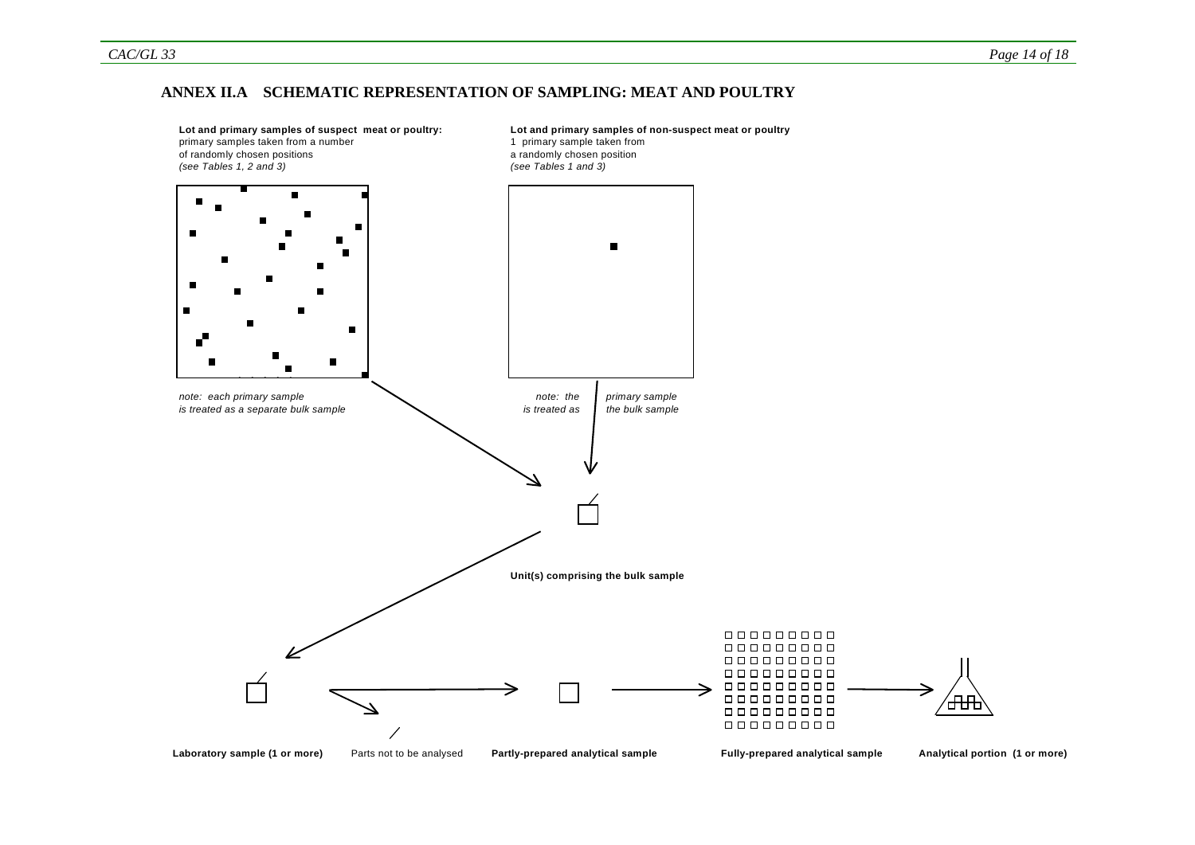## ANNEX II.A SCHEMATIC REPRESENTATION OF SAMPLING: MEAT AND POULTRY

**Lot and primary samples of suspect meat or poultry:**
primary samples taken from a number
of randomly chosen positions
*(see Tables 1, 2 and 3)*

**Lot and primary samples of non-suspect meat or poultry**
1 primary sample taken from
a randomly chosen position
*(see Tables 1 and 3)*

*note: each primary sample is treated as a separate bulk sample*

*note: the primary sample is treated as the bulk sample*

**Unit(s) comprising the bulk sample**

**Laboratory sample (1 or more)**

Parts not to be analysed

**Partly-prepared analytical sample**

**Fully-prepared analytical sample**

**Analytical portion (1 or more)**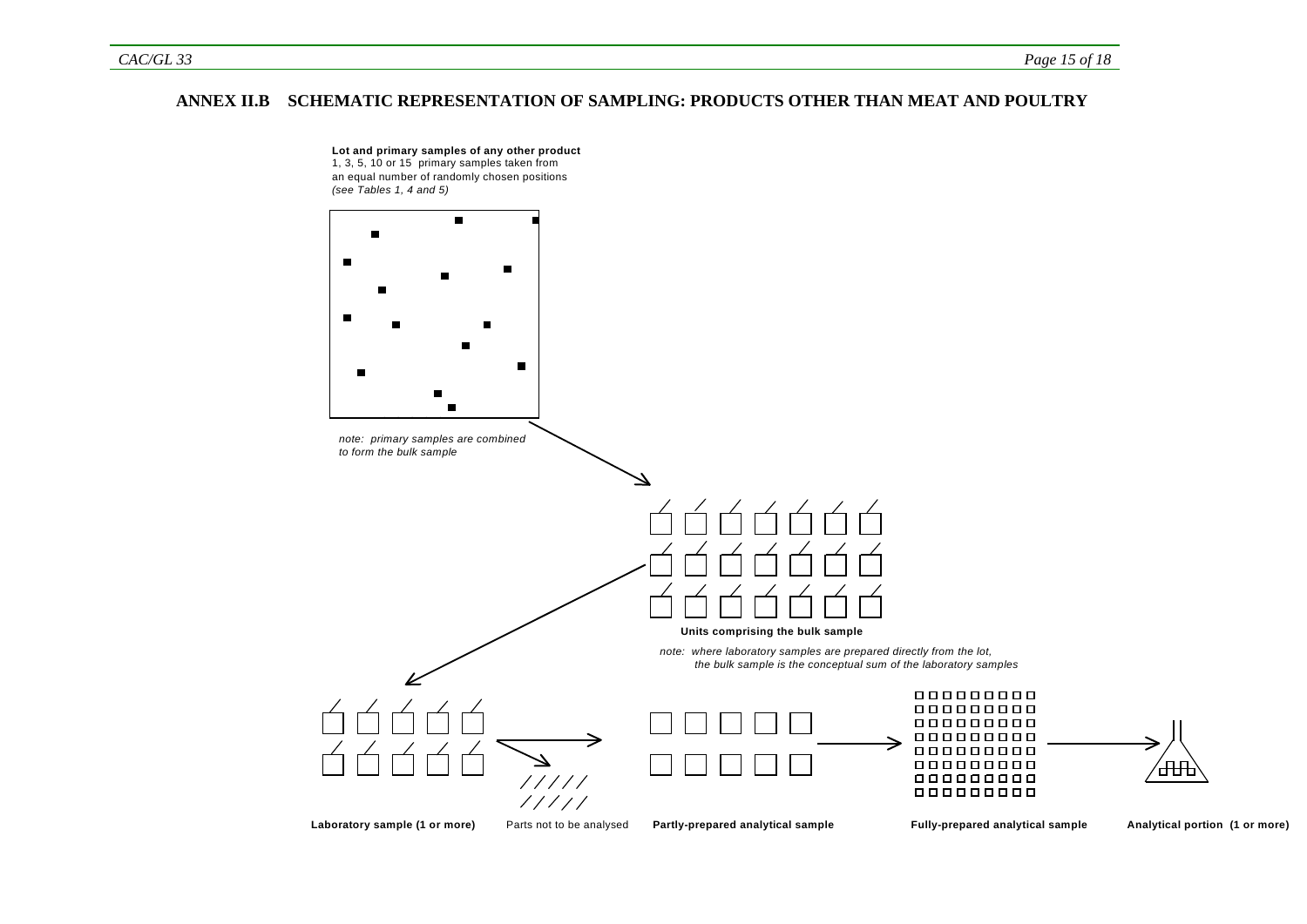## ANNEX II.B SCHEMATIC REPRESENTATION OF SAMPLING: PRODUCTS OTHER THAN MEAT AND POULTRY

**Lot and primary samples of any other product**
1, 3, 5, 10 or 15 primary samples taken from an equal number of randomly chosen positions *(see Tables 1, 4 and 5)*

*note: primary samples are combined to form the bulk sample*

**Units comprising the bulk sample**

*note: where laboratory samples are prepared directly from the lot, the bulk sample is the conceptual sum of the laboratory samples*

**Laboratory sample (1 or more)**

Parts not to be analysed

**Partly-prepared analytical sample**

**Fully-prepared analytical sample**

**Analytical portion (1 or more)**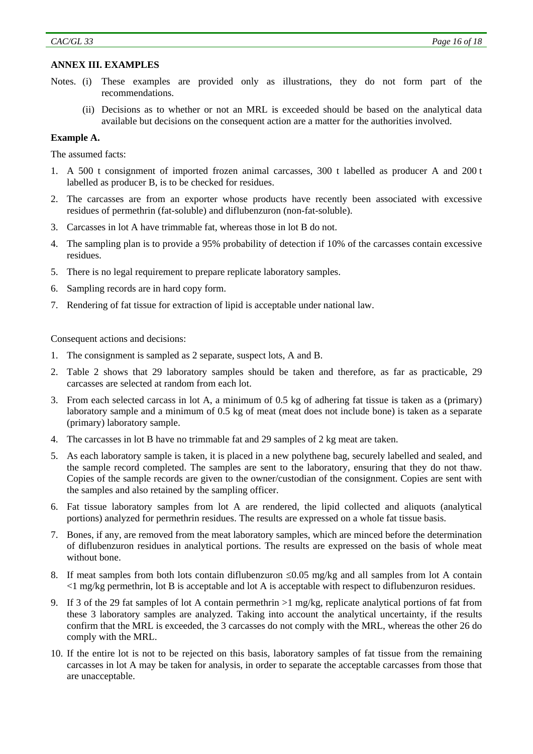## ANNEX III. EXAMPLES

Notes. (i) These examples are provided only as illustrations, they do not form part of the recommendations.

(ii) Decisions as to whether or not an MRL is exceeded should be based on the analytical data available but decisions on the consequent action are a matter for the authorities involved.

**Example A.**

The assumed facts:

1. A 500 t consignment of imported frozen animal carcasses, 300 t labelled as producer A and 200 t labelled as producer B, is to be checked for residues.
2. The carcasses are from an exporter whose products have recently been associated with excessive residues of permethrin (fat-soluble) and diflubenzuron (non-fat-soluble).
3. Carcasses in lot A have trimmable fat, whereas those in lot B do not.
4. The sampling plan is to provide a 95% probability of detection if 10% of the carcasses contain excessive residues.
5. There is no legal requirement to prepare replicate laboratory samples.
6. Sampling records are in hard copy form.
7. Rendering of fat tissue for extraction of lipid is acceptable under national law.

Consequent actions and decisions:

1. The consignment is sampled as 2 separate, suspect lots, A and B.
2. Table 2 shows that 29 laboratory samples should be taken and therefore, as far as practicable, 29 carcasses are selected at random from each lot.
3. From each selected carcass in lot A, a minimum of 0.5 kg of adhering fat tissue is taken as a (primary) laboratory sample and a minimum of 0.5 kg of meat (meat does not include bone) is taken as a separate (primary) laboratory sample.
4. The carcasses in lot B have no trimmable fat and 29 samples of 2 kg meat are taken.
5. As each laboratory sample is taken, it is placed in a new polythene bag, securely labelled and sealed, and the sample record completed. The samples are sent to the laboratory, ensuring that they do not thaw. Copies of the sample records are given to the owner/custodian of the consignment. Copies are sent with the samples and also retained by the sampling officer.
6. Fat tissue laboratory samples from lot A are rendered, the lipid collected and aliquots (analytical portions) analyzed for permethrin residues. The results are expressed on a whole fat tissue basis.
7. Bones, if any, are removed from the meat laboratory samples, which are minced before the determination of diflubenzuron residues in analytical portions. The results are expressed on the basis of whole meat without bone.
8. If meat samples from both lots contain diflubenzuron ≤0.05 mg/kg and all samples from lot A contain <1 mg/kg permethrin, lot B is acceptable and lot A is acceptable with respect to diflubenzuron residues.
9. If 3 of the 29 fat samples of lot A contain permethrin >1 mg/kg, replicate analytical portions of fat from these 3 laboratory samples are analyzed. Taking into account the analytical uncertainty, if the results confirm that the MRL is exceeded, the 3 carcasses do not comply with the MRL, whereas the other 26 do comply with the MRL.
10. If the entire lot is not to be rejected on this basis, laboratory samples of fat tissue from the remaining carcasses in lot A may be taken for analysis, in order to separate the acceptable carcasses from those that are unacceptable.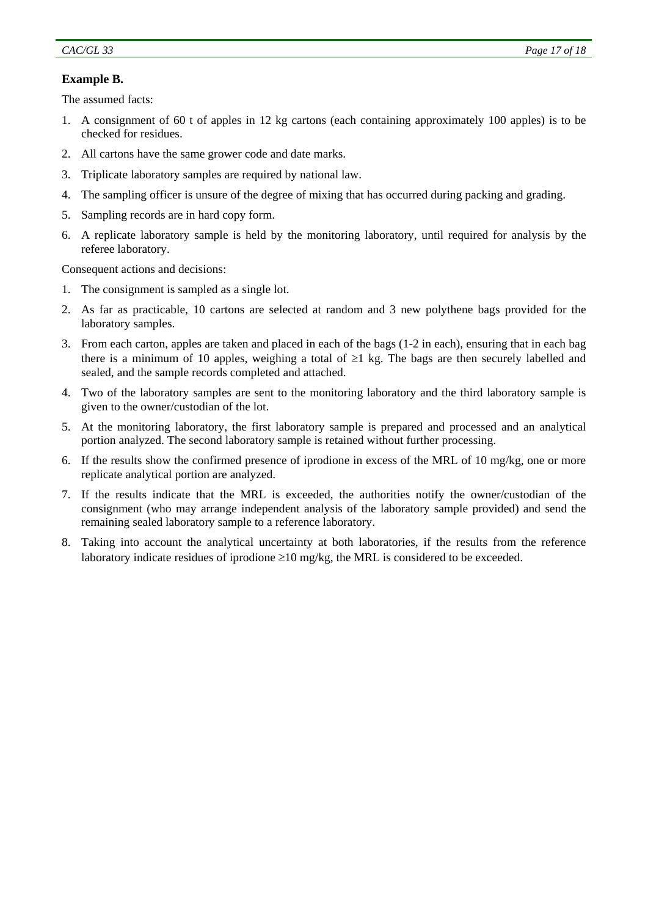**Example B.**

The assumed facts:

1. A consignment of 60 t of apples in 12 kg cartons (each containing approximately 100 apples) is to be checked for residues.
2. All cartons have the same grower code and date marks.
3. Triplicate laboratory samples are required by national law.
4. The sampling officer is unsure of the degree of mixing that has occurred during packing and grading.
5. Sampling records are in hard copy form.
6. A replicate laboratory sample is held by the monitoring laboratory, until required for analysis by the referee laboratory.

Consequent actions and decisions:

1. The consignment is sampled as a single lot.
2. As far as practicable, 10 cartons are selected at random and 3 new polythene bags provided for the laboratory samples.
3. From each carton, apples are taken and placed in each of the bags (1-2 in each), ensuring that in each bag there is a minimum of 10 apples, weighing a total of ≥1 kg. The bags are then securely labelled and sealed, and the sample records completed and attached.
4. Two of the laboratory samples are sent to the monitoring laboratory and the third laboratory sample is given to the owner/custodian of the lot.
5. At the monitoring laboratory, the first laboratory sample is prepared and processed and an analytical portion analyzed. The second laboratory sample is retained without further processing.
6. If the results show the confirmed presence of iprodione in excess of the MRL of 10 mg/kg, one or more replicate analytical portion are analyzed.
7. If the results indicate that the MRL is exceeded, the authorities notify the owner/custodian of the consignment (who may arrange independent analysis of the laboratory sample provided) and send the remaining sealed laboratory sample to a reference laboratory.
8. Taking into account the analytical uncertainty at both laboratories, if the results from the reference laboratory indicate residues of iprodione ≥10 mg/kg, the MRL is considered to be exceeded.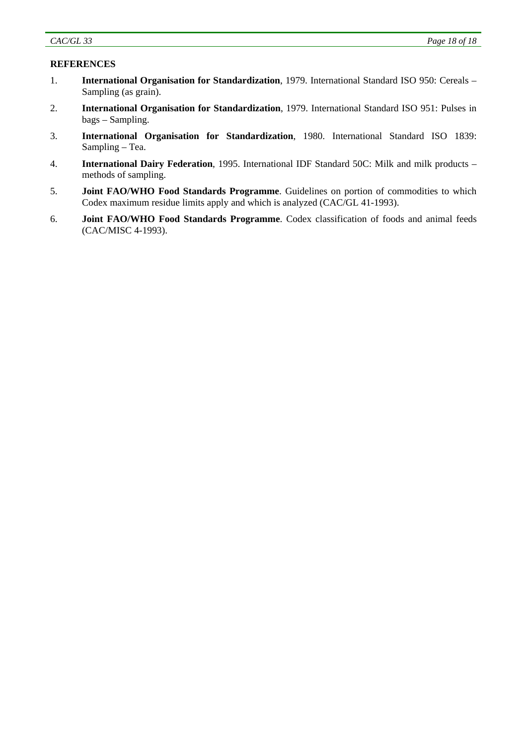## REFERENCES

1. **International Organisation for Standardization**, 1979. International Standard ISO 950: Cereals – Sampling (as grain).
2. **International Organisation for Standardization**, 1979. International Standard ISO 951: Pulses in bags – Sampling.
3. **International Organisation for Standardization**, 1980. International Standard ISO 1839: Sampling – Tea.
4. **International Dairy Federation**, 1995. International IDF Standard 50C: Milk and milk products – methods of sampling.
5. **Joint FAO/WHO Food Standards Programme**. Guidelines on portion of commodities to which Codex maximum residue limits apply and which is analyzed (CAC/GL 41-1993).
6. **Joint FAO/WHO Food Standards Programme**. Codex classification of foods and animal feeds (CAC/MISC 4-1993).